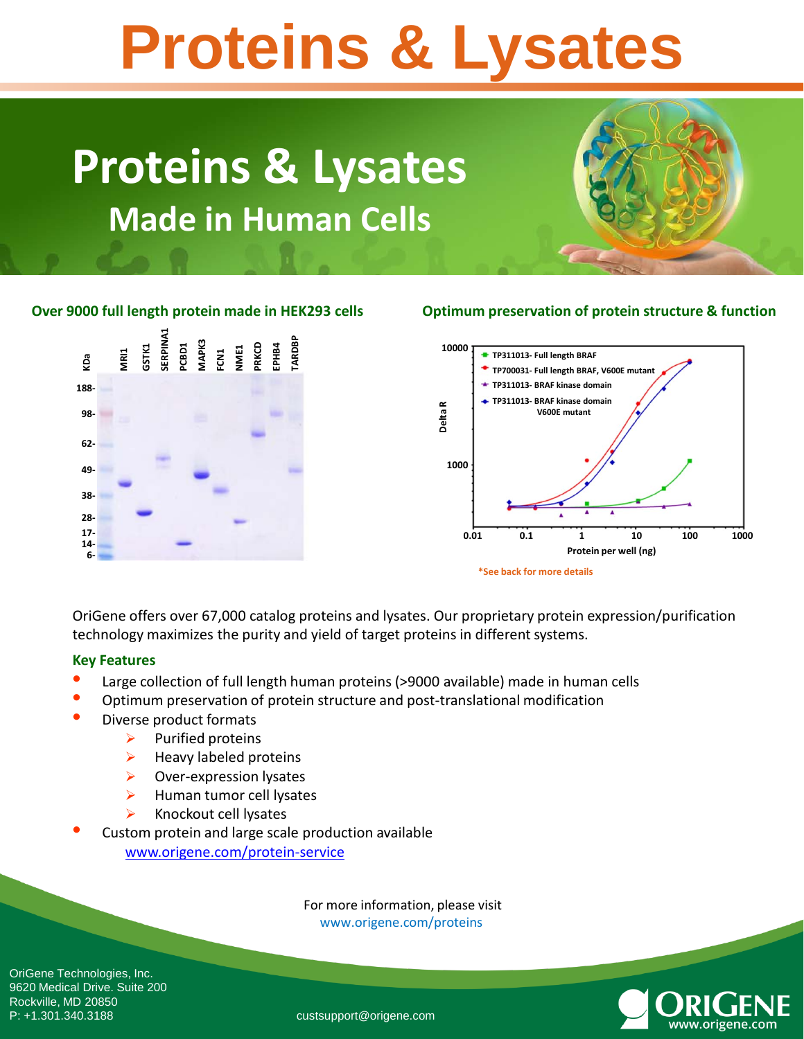# Proteins & Lysates

## Proteins & Lysates

### Made in Human Cells

**Over 9000 full length protein made in HEK293 cells**

KDa: 188-, 98-, 62-, 49-, 38-, 28-, 17-, 14-, 6-

MRI1, GSTK1, SERPINA1, PCBD1, MAPK3, FCN1, NME1, PRKCD, EPHB4, TARDBP

**Optimum preservation of protein structure & function**

- TP311013- Full length BRAF
- TP700031- Full length BRAF, V600E mutant
- TP311013- BRAF kinase domain
- TP311013- BRAF kinase domain V600E mutant

Delta R: 10000, 1000

Protein per well (ng): 0.01, 0.1, 1, 10, 100, 1000

*See back for more details

OriGene offers over 67,000 catalog proteins and lysates. Our proprietary protein expression/purification technology maximizes the purity and yield of target proteins in different systems.

**Key Features**

- Large collection of full length human proteins (>9000 available) made in human cells
- Optimum preservation of protein structure and post-translational modification
- Diverse product formats
  - Purified proteins
  - Heavy labeled proteins
  - Over-expression lysates
  - Human tumor cell lysates
  - Knockout cell lysates
- Custom protein and large scale production available
  www.origene.com/protein-service

For more information, please visit
www.origene.com/proteins

OriGene Technologies, Inc.
9620 Medical Drive. Suite 200
Rockville, MD 20850
P: +1.301.340.3188

custsupport@origene.com

ORIGENE
www.origene.com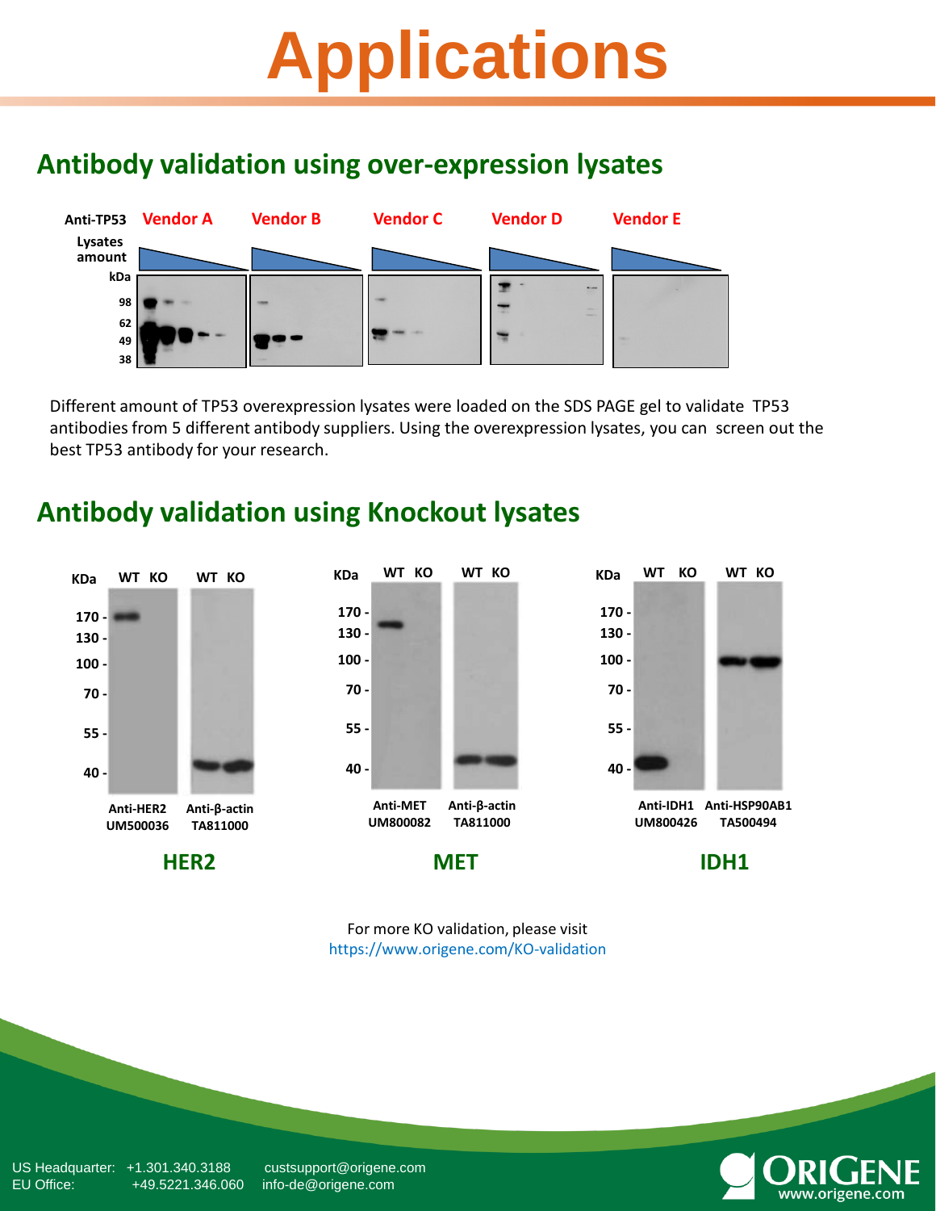# Applications

## Antibody validation using over-expression lysates

Anti-TP53 Vendor A Vendor B Vendor C Vendor D Vendor E

Lysates amount

kDa

98

62

49

38

Different amount of TP53 overexpression lysates were loaded on the SDS PAGE gel to validate TP53 antibodies from 5 different antibody suppliers. Using the overexpression lysates, you can screen out the best TP53 antibody for your research.

## Antibody validation using Knockout lysates

KDa WT KO WT KO

170 -

130 -

100 -

70 -

55 -

40 -

Anti-HER2 UM500036

Anti-β-actin TA811000

**HER2**

KDa WT KO WT KO

170 -

130 -

100 -

70 -

55 -

40 -

Anti-MET UM800082

Anti-β-actin TA811000

**MET**

KDa WT KO WT KO

170 -

130 -

100 -

70 -

55 -

40 -

Anti-IDH1 UM800426

Anti-HSP90AB1 TA500494

**IDH1**

For more KO validation, please visit https://www.origene.com/KO-validation

US Headquarter: +1.301.340.3188 custsupport@origene.com
EU Office: +49.5221.346.060 info-de@origene.com

ORIGENE www.origene.com